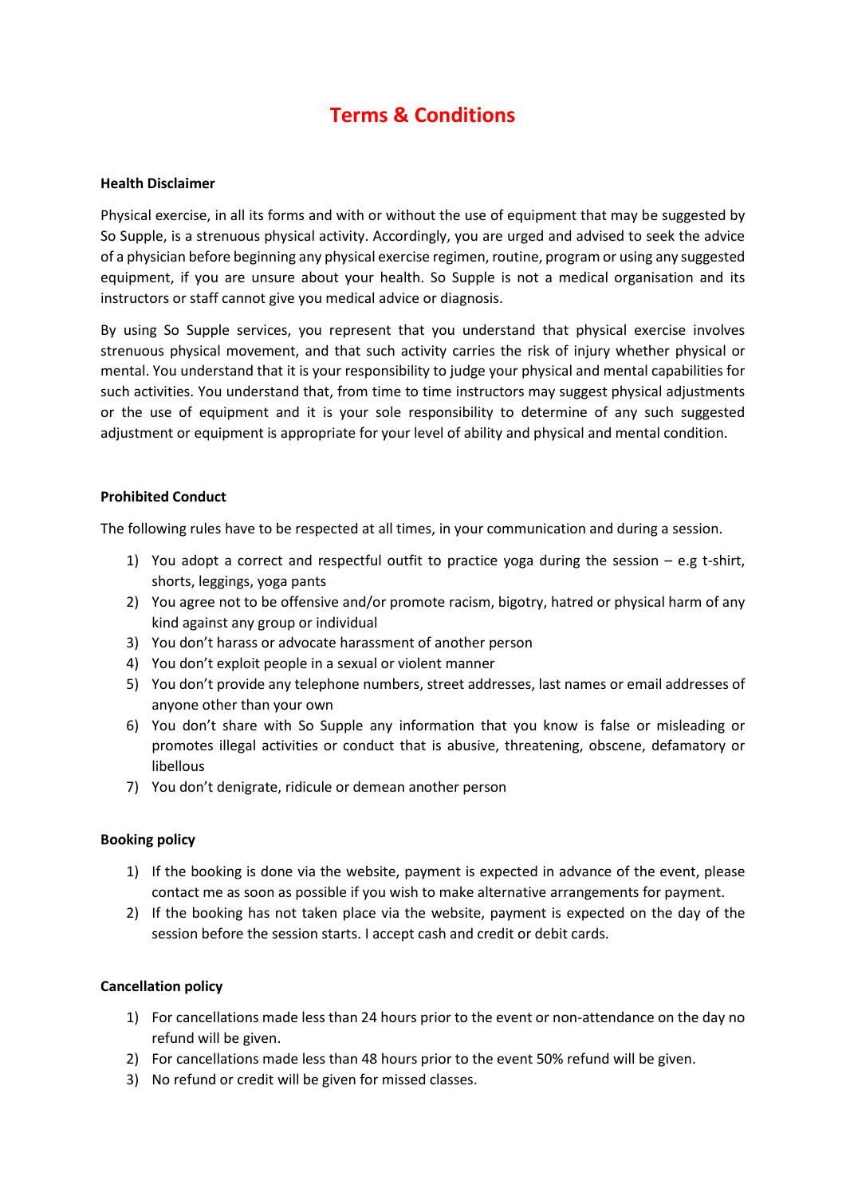# Terms & Conditions

**Health Disclaimer**

Physical exercise, in all its forms and with or without the use of equipment that may be suggested by So Supple, is a strenuous physical activity. Accordingly, you are urged and advised to seek the advice of a physician before beginning any physical exercise regimen, routine, program or using any suggested equipment, if you are unsure about your health. So Supple is not a medical organisation and its instructors or staff cannot give you medical advice or diagnosis.

By using So Supple services, you represent that you understand that physical exercise involves strenuous physical movement, and that such activity carries the risk of injury whether physical or mental. You understand that it is your responsibility to judge your physical and mental capabilities for such activities. You understand that, from time to time instructors may suggest physical adjustments or the use of equipment and it is your sole responsibility to determine of any such suggested adjustment or equipment is appropriate for your level of ability and physical and mental condition.

**Prohibited Conduct**

The following rules have to be respected at all times, in your communication and during a session.

1) You adopt a correct and respectful outfit to practice yoga during the session – e.g t-shirt, shorts, leggings, yoga pants
2) You agree not to be offensive and/or promote racism, bigotry, hatred or physical harm of any kind against any group or individual
3) You don't harass or advocate harassment of another person
4) You don't exploit people in a sexual or violent manner
5) You don't provide any telephone numbers, street addresses, last names or email addresses of anyone other than your own
6) You don't share with So Supple any information that you know is false or misleading or promotes illegal activities or conduct that is abusive, threatening, obscene, defamatory or libellous
7) You don't denigrate, ridicule or demean another person

**Booking policy**

1) If the booking is done via the website, payment is expected in advance of the event, please contact me as soon as possible if you wish to make alternative arrangements for payment.
2) If the booking has not taken place via the website, payment is expected on the day of the session before the session starts. I accept cash and credit or debit cards.

**Cancellation policy**

1) For cancellations made less than 24 hours prior to the event or non-attendance on the day no refund will be given.
2) For cancellations made less than 48 hours prior to the event 50% refund will be given.
3) No refund or credit will be given for missed classes.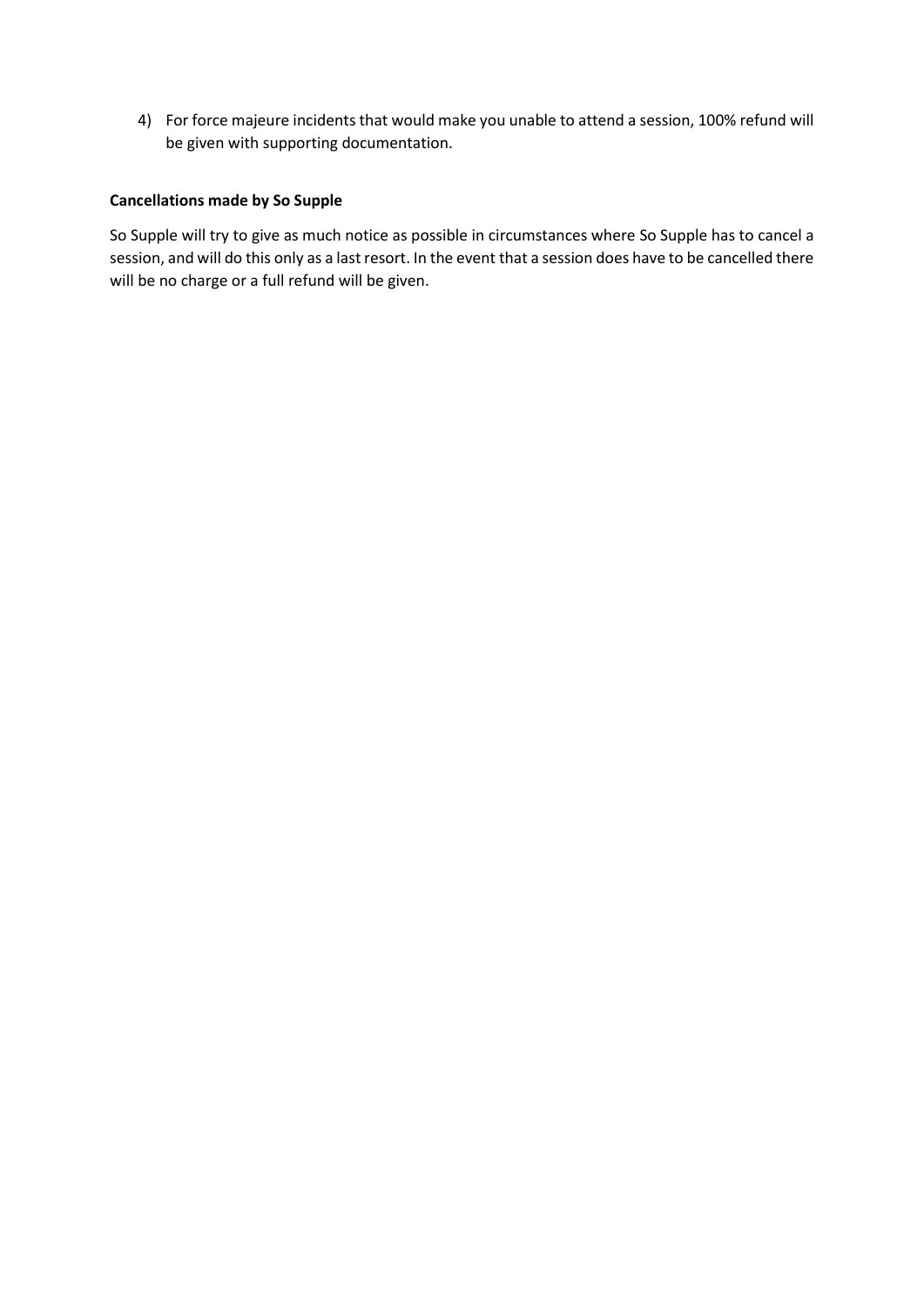4) For force majeure incidents that would make you unable to attend a session, 100% refund will be given with supporting documentation.

**Cancellations made by So Supple**

So Supple will try to give as much notice as possible in circumstances where So Supple has to cancel a session, and will do this only as a last resort. In the event that a session does have to be cancelled there will be no charge or a full refund will be given.